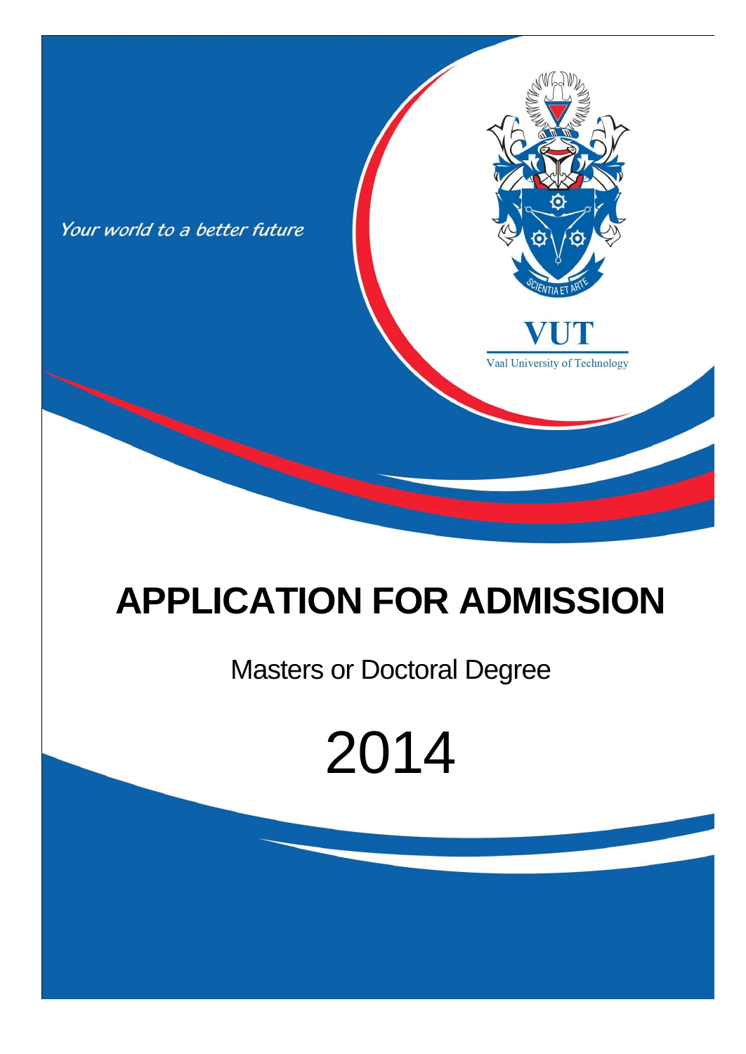*Your world to a better future*

SCIENTIA ET ARTE

VUT

Vaal University of Technology

# APPLICATION FOR ADMISSION

Masters or Doctoral Degree

2014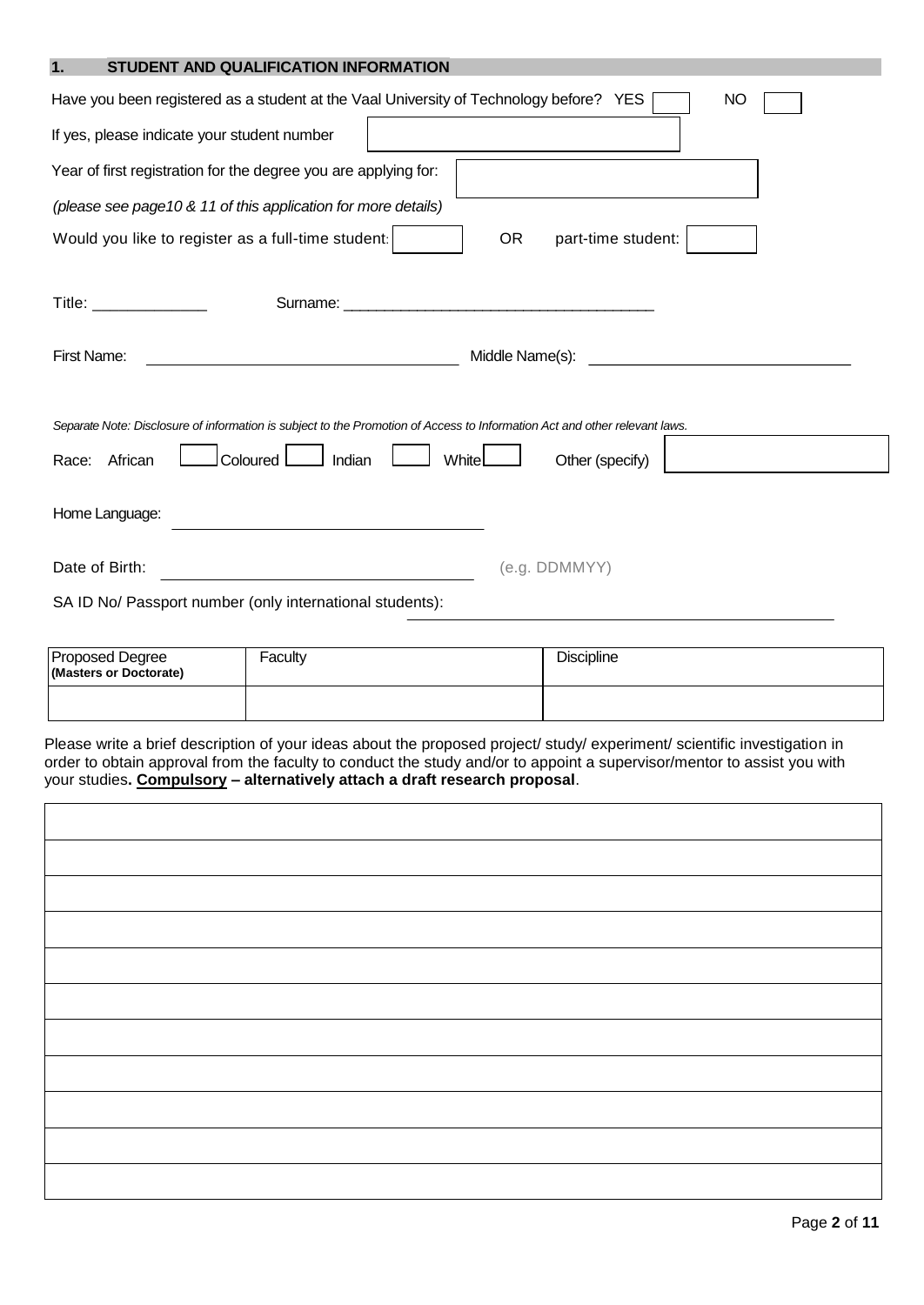## 1. STUDENT AND QUALIFICATION INFORMATION

Have you been registered as a student at the Vaal University of Technology before? YES ☐ NO ☐

If yes, please indicate your student number ____________________

Year of first registration for the degree you are applying for: ____________________

*(please see page10 & 11 of this application for more details)*

Would you like to register as a full-time student: ☐ OR part-time student: ☐

Title: ______________ Surname: ______________________________________

First Name: ____________________________________ Middle Name(s): ______________________________

*Separate Note: Disclosure of information is subject to the Promotion of Access to Information Act and other relevant laws.*

Race: African ☐ Coloured ☐ Indian ☐ White ☐ Other (specify) ____________________

Home Language: ____________________________________

Date of Birth: ____________________________________ (e.g. DDMMYY)

SA ID No/ Passport number (only international students): ________________________________________

| Proposed Degree **(Masters or Doctorate)** | Faculty | Discipline |
|---|---|---|
| | | |

Please write a brief description of your ideas about the proposed project/ study/ experiment/ scientific investigation in order to obtain approval from the faculty to conduct the study and/or to appoint a supervisor/mentor to assist you with your studies**. Compulsory – alternatively attach a draft research proposal**.

| |
|---|
| |
| |
| |
| |
| |
| |
| |
| |
| |
| |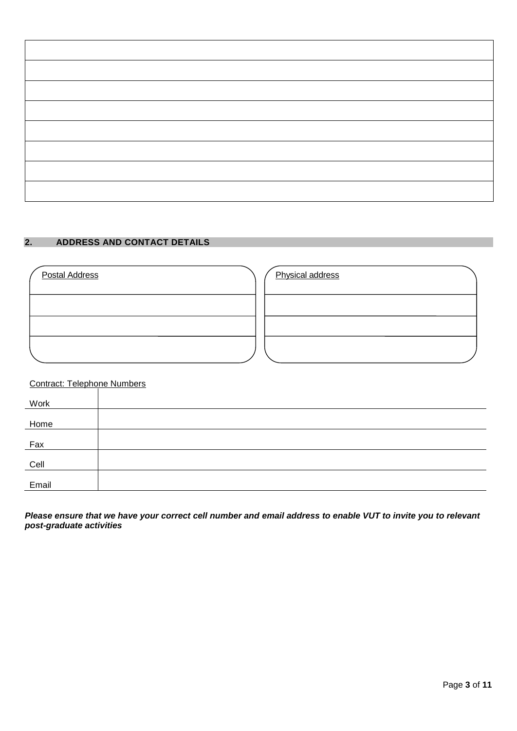| |
|---|
| |
| |
| |
| |
| |
| |
| |

## 2. ADDRESS AND CONTACT DETAILS

| Postal Address | Physical address |
|---|---|
| | |
| | |
| | |

Contract: Telephone Numbers

| | |
|---|---|
| Work | |
| Home | |
| Fax | |
| Cell | |
| Email | |

***Please ensure that we have your correct cell number and email address to enable VUT to invite you to relevant post-graduate activities***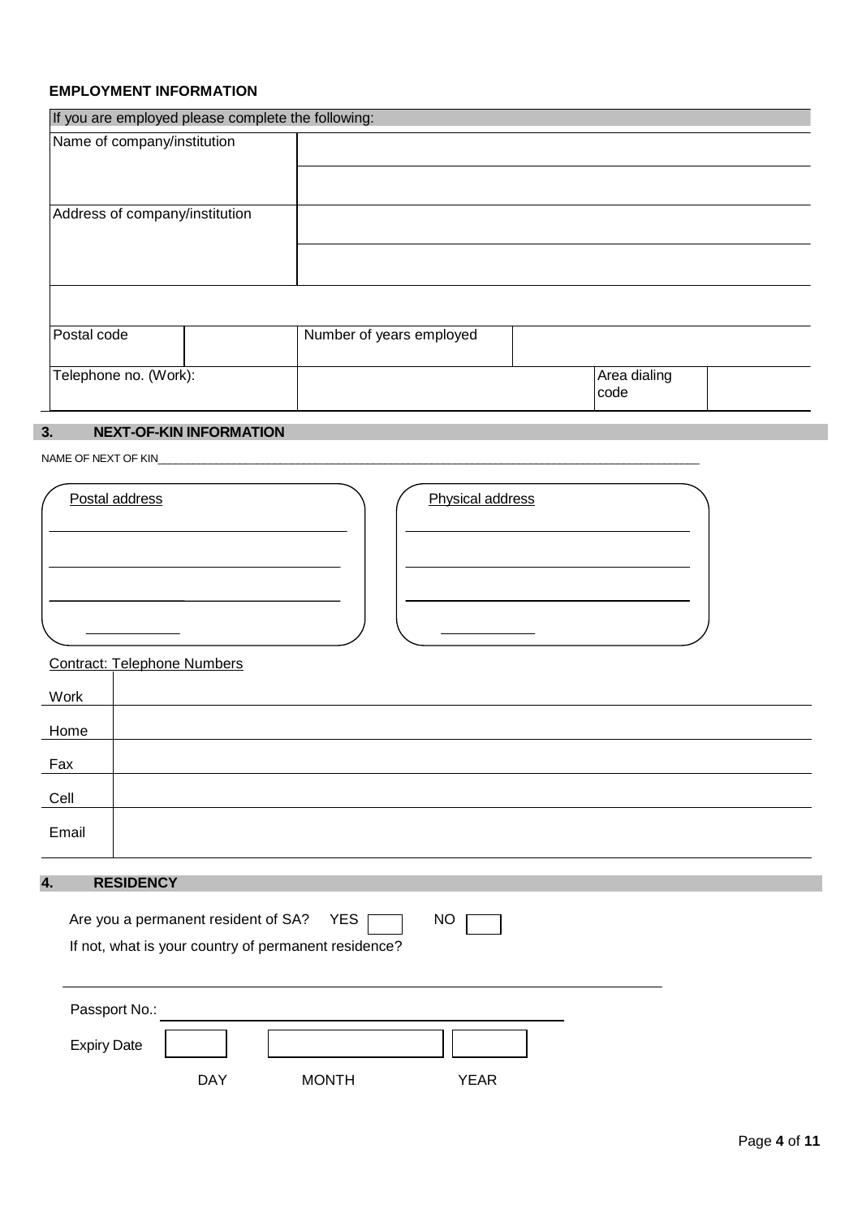**EMPLOYMENT INFORMATION**

| If you are employed please complete the following: | | | | | |
|---|---|---|---|---|---|
| Name of company/institution | | | | | |
| | | | | | |
| Address of company/institution | | | | | |
| | | | | | |
| | | | | | |
| Postal code | | Number of years employed | | | |
| Telephone no. (Work): | | | | Area dialing code | |

## 3. NEXT-OF-KIN INFORMATION

NAME OF NEXT OF KIN________________________________________________________________

| Postal address | Physical address |
|---|---|
| ______________________________ | ______________________________ |
| ______________________________ | ______________________________ |
| ______________________________ | ______________________________ |
| __________ | __________ |

Contract: Telephone Numbers

| | |
|---|---|
| Work | |
| Home | |
| Fax | |
| Cell | |
| Email | |

## 4. RESIDENCY

Are you a permanent resident of SA? YES ☐ NO ☐

If not, what is your country of permanent residence?

______________________________________________________________________

Passport No.: ________________________________________

| Expiry Date | | | |
|---|---|---|---|
| | DAY | MONTH | YEAR |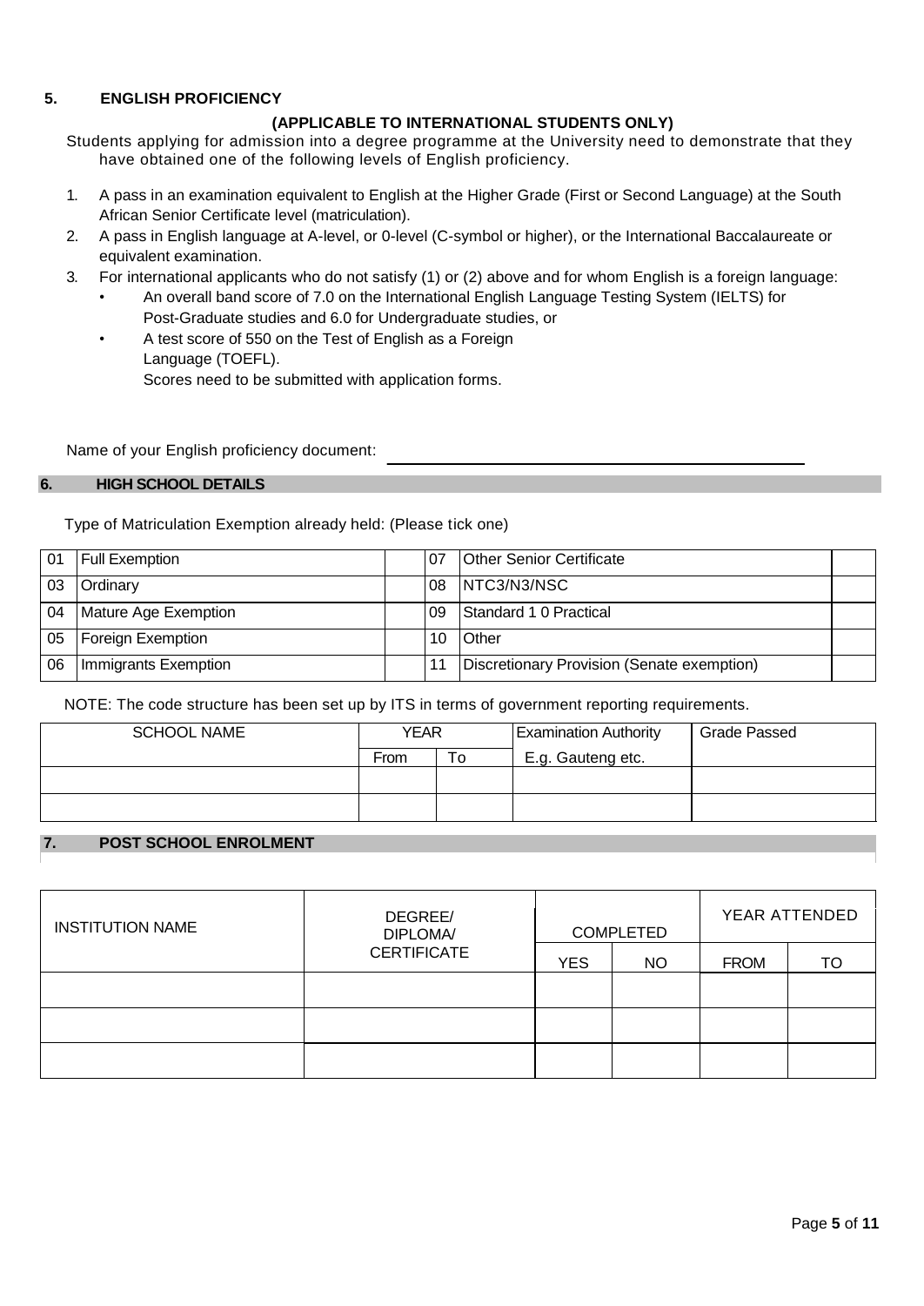## 5. ENGLISH PROFICIENCY

**(APPLICABLE TO INTERNATIONAL STUDENTS ONLY)**

Students applying for admission into a degree programme at the University need to demonstrate that they have obtained one of the following levels of English proficiency.

1. A pass in an examination equivalent to English at the Higher Grade (First or Second Language) at the South African Senior Certificate level (matriculation).
2. A pass in English language at A-level, or 0-level (C-symbol or higher), or the International Baccalaureate or equivalent examination.
3. For international applicants who do not satisfy (1) or (2) above and for whom English is a foreign language:
   - An overall band score of 7.0 on the International English Language Testing System (IELTS) for Post-Graduate studies and 6.0 for Undergraduate studies, or
   - A test score of 550 on the Test of English as a Foreign Language (TOEFL).
     Scores need to be submitted with application forms.

Name of your English proficiency document: ____________________________________________

## 6. HIGH SCHOOL DETAILS

Type of Matriculation Exemption already held: (Please tick one)

| | | | | | |
|---|---|---|---|---|---|
| 01 | Full Exemption | | 07 | Other Senior Certificate | |
| 03 | Ordinary | | 08 | NTC3/N3/NSC | |
| 04 | Mature Age Exemption | | 09 | Standard 1 0 Practical | |
| 05 | Foreign Exemption | | 10 | Other | |
| 06 | Immigrants Exemption | | 11 | Discretionary Provision (Senate exemption) | |

NOTE: The code structure has been set up by ITS in terms of government reporting requirements.

| SCHOOL NAME | YEAR | | Examination Authority | Grade Passed |
|---|---|---|---|---|
| | From | To | E.g. Gauteng etc. | |
| | | | | |
| | | | | |

## 7. POST SCHOOL ENROLMENT

| INSTITUTION NAME | DEGREE/ DIPLOMA/ CERTIFICATE | COMPLETED | | YEAR ATTENDED | |
|---|---|---|---|---|---|
| | | YES | NO | FROM | TO |
| | | | | | |
| | | | | | |
| | | | | | |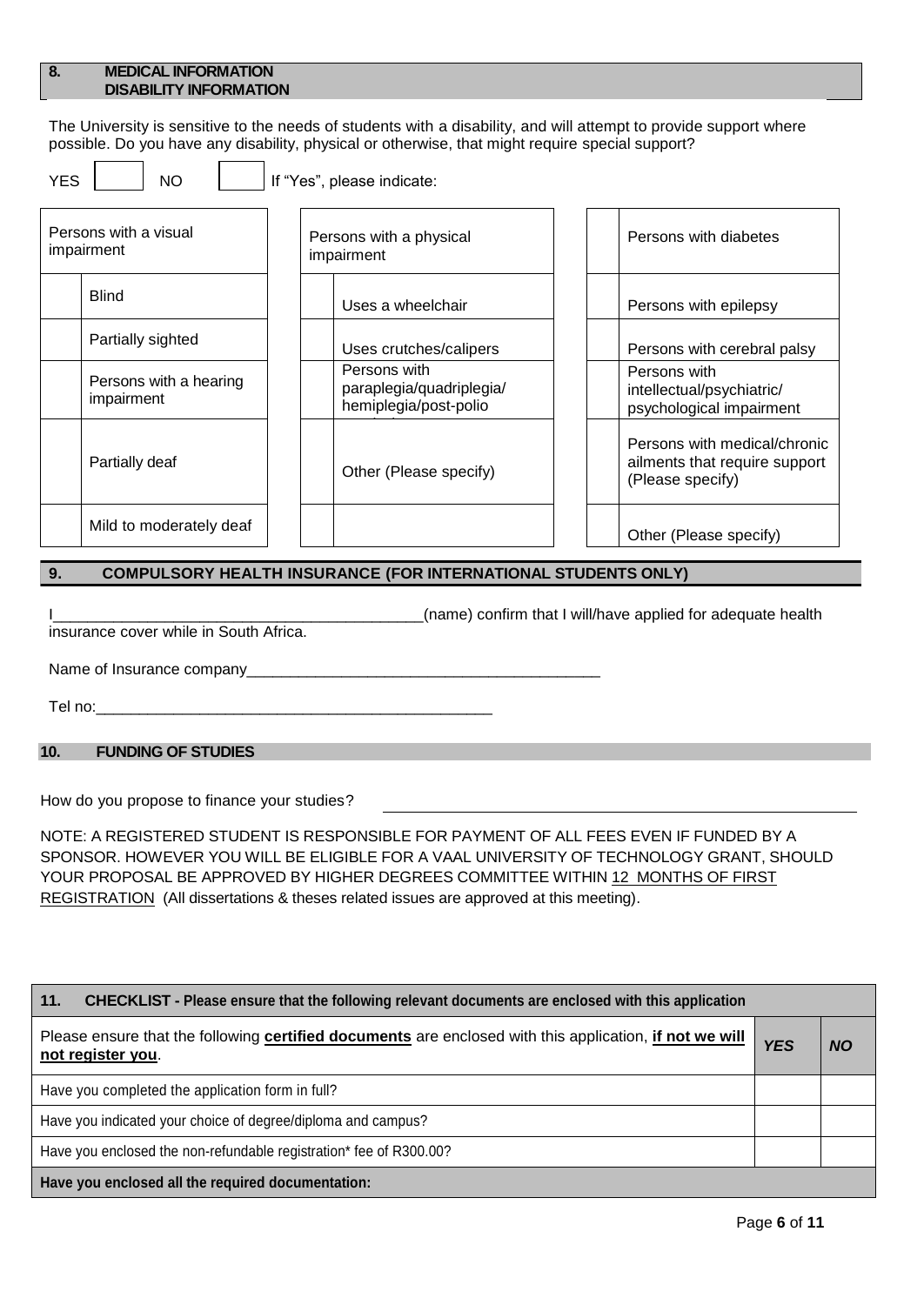## 8. MEDICAL INFORMATION
## DISABILITY INFORMATION

The University is sensitive to the needs of students with a disability, and will attempt to provide support where possible. Do you have any disability, physical or otherwise, that might require special support?

YES [ ] NO [ ] If "Yes", please indicate:

| | Persons with a visual impairment | | Persons with a physical impairment | | Persons with diabetes |
|---|---|---|---|---|---|
| | Blind | | Uses a wheelchair | | Persons with epilepsy |
| | Partially sighted | | Uses crutches/calipers | | Persons with cerebral palsy |
| | Persons with a hearing impairment | | Persons with paraplegia/quadriplegia/ hemiplegia/post-polio | | Persons with intellectual/psychiatric/ psychological impairment |
| | Partially deaf | | Other (Please specify) | | Persons with medical/chronic ailments that require support (Please specify) |
| | Mild to moderately deaf | | | | Other (Please specify) |

## 9. COMPULSORY HEALTH INSURANCE (FOR INTERNATIONAL STUDENTS ONLY)

I___________________________________________(name) confirm that I will/have applied for adequate health insurance cover while in South Africa.

Name of Insurance company__________________________________________

Tel no:________________________________________________

## 10. FUNDING OF STUDIES

How do you propose to finance your studies? ____________________________________________

NOTE: A REGISTERED STUDENT IS RESPONSIBLE FOR PAYMENT OF ALL FEES EVEN IF FUNDED BY A SPONSOR. HOWEVER YOU WILL BE ELIGIBLE FOR A VAAL UNIVERSITY OF TECHNOLOGY GRANT, SHOULD YOUR PROPOSAL BE APPROVED BY HIGHER DEGREES COMMITTEE WITHIN 12 MONTHS OF FIRST REGISTRATION (All dissertations & theses related issues are approved at this meeting).

## 11. CHECKLIST - Please ensure that the following relevant documents are enclosed with this application

| Please ensure that the following **certified documents** are enclosed with this application, **if not we will not register you**. | ***YES*** | ***NO*** |
|---|---|---|
| Have you completed the application form in full? | | |
| Have you indicated your choice of degree/diploma and campus? | | |
| Have you enclosed the non-refundable registration* fee of R300.00? | | |
| **Have you enclosed all the required documentation:** | | |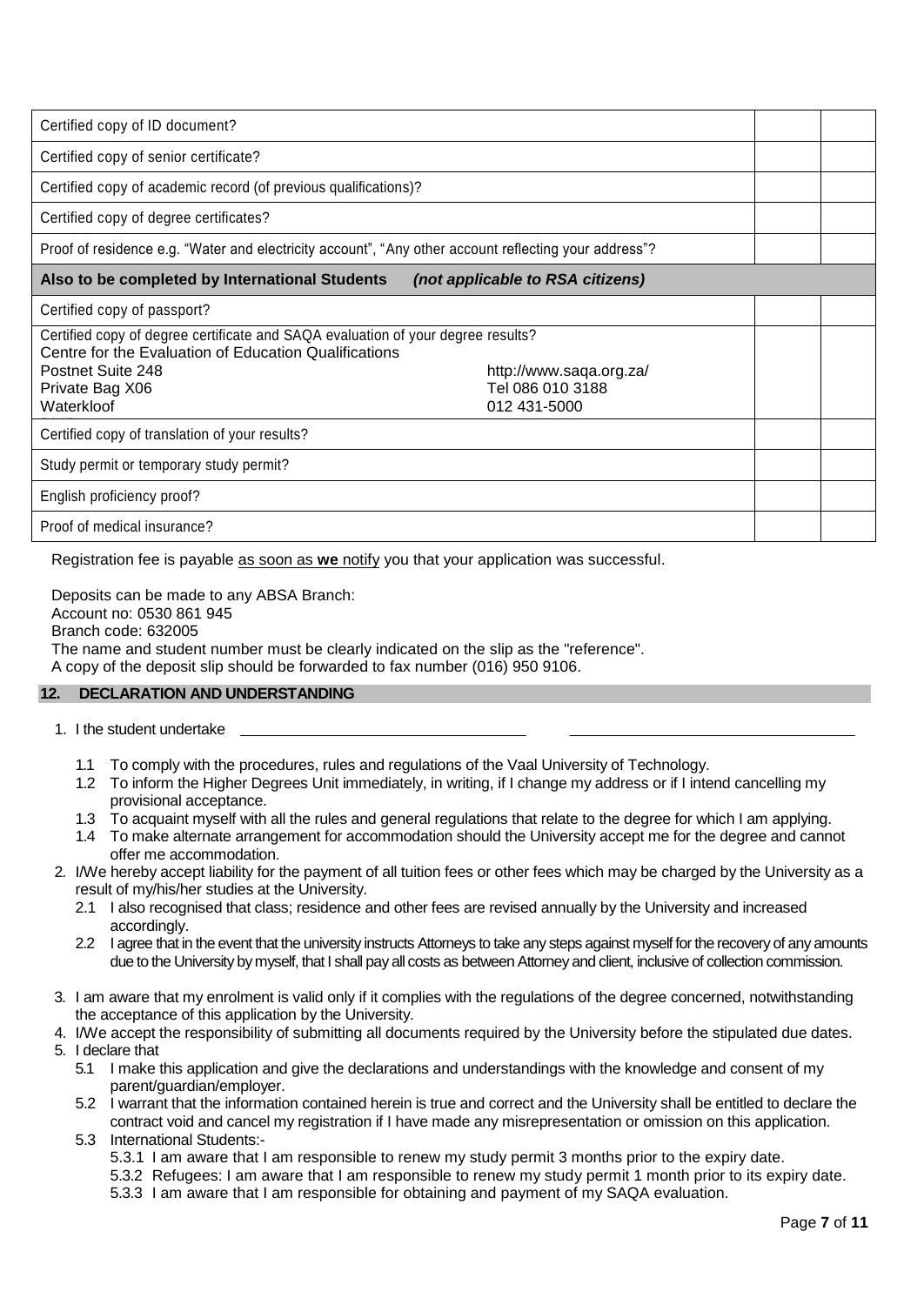| | | |
|---|---|---|
| Certified copy of ID document? | | |
| Certified copy of senior certificate? | | |
| Certified copy of academic record (of previous qualifications)? | | |
| Certified copy of degree certificates? | | |
| Proof of residence e.g. "Water and electricity account", "Any other account reflecting your address"? | | |
| **Also to be completed by International Students** *(not applicable to RSA citizens)* | | |
| Certified copy of passport? | | |
| Certified copy of degree certificate and SAQA evaluation of your degree results?<br>Centre for the Evaluation of Education Qualifications<br>Postnet Suite 248 http://www.saqa.org.za/<br>Private Bag X06 Tel 086 010 3188<br>Waterkloof 012 431-5000 | | |
| Certified copy of translation of your results? | | |
| Study permit or temporary study permit? | | |
| English proficiency proof? | | |
| Proof of medical insurance? | | |

Registration fee is payable as soon as **we** notify you that your application was successful.

Deposits can be made to any ABSA Branch:
Account no: 0530 861 945
Branch code: 632005
The name and student number must be clearly indicated on the slip as the "reference".
A copy of the deposit slip should be forwarded to fax number (016) 950 9106.

## 12. DECLARATION AND UNDERSTANDING

1. I the student undertake \_\_\_\_\_\_\_\_\_\_\_\_\_\_\_\_\_\_\_\_\_\_\_\_\_\_\_\_\_\_\_\_ \_\_\_\_\_\_\_\_\_\_\_\_\_\_\_\_\_\_\_\_\_\_\_\_\_\_\_\_\_\_\_\_
   - 1.1 To comply with the procedures, rules and regulations of the Vaal University of Technology.
   - 1.2 To inform the Higher Degrees Unit immediately, in writing, if I change my address or if I intend cancelling my provisional acceptance.
   - 1.3 To acquaint myself with all the rules and general regulations that relate to the degree for which I am applying.
   - 1.4 To make alternate arrangement for accommodation should the University accept me for the degree and cannot offer me accommodation.
2. I/We hereby accept liability for the payment of all tuition fees or other fees which may be charged by the University as a result of my/his/her studies at the University.
   - 2.1 I also recognised that class; residence and other fees are revised annually by the University and increased accordingly.
   - 2.2 I agree that in the event that the university instructs Attorneys to take any steps against myself for the recovery of any amounts due to the University by myself, that I shall pay all costs as between Attorney and client, inclusive of collection commission.
3. I am aware that my enrolment is valid only if it complies with the regulations of the degree concerned, notwithstanding the acceptance of this application by the University.
4. I/We accept the responsibility of submitting all documents required by the University before the stipulated due dates.
5. I declare that
   - 5.1 I make this application and give the declarations and understandings with the knowledge and consent of my parent/guardian/employer.
   - 5.2 I warrant that the information contained herein is true and correct and the University shall be entitled to declare the contract void and cancel my registration if I have made any misrepresentation or omission on this application.
   - 5.3 International Students:-
     - 5.3.1 I am aware that I am responsible to renew my study permit 3 months prior to the expiry date.
     - 5.3.2 Refugees: I am aware that I am responsible to renew my study permit 1 month prior to its expiry date.
     - 5.3.3 I am aware that I am responsible for obtaining and payment of my SAQA evaluation.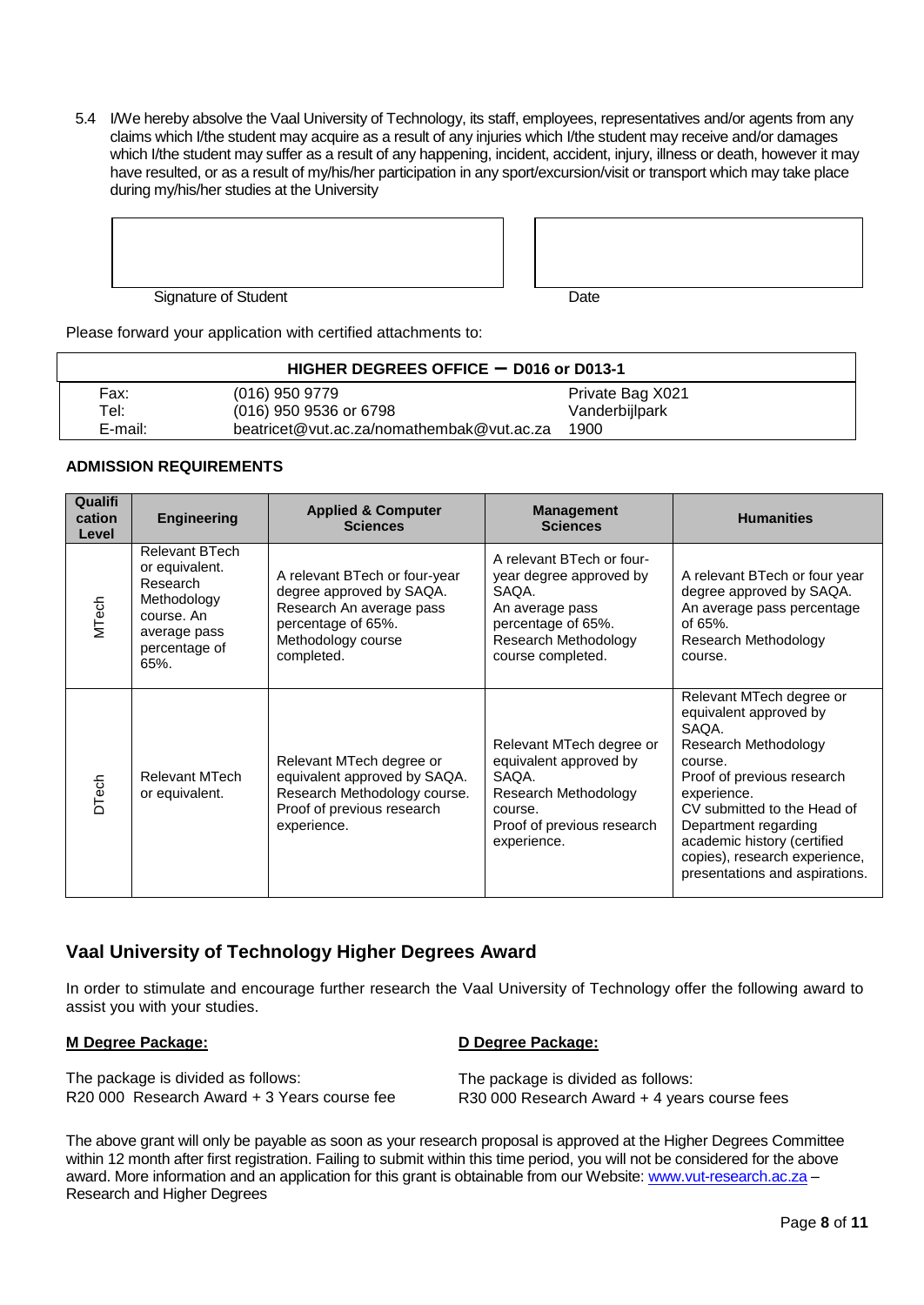5.4 I/We hereby absolve the Vaal University of Technology, its staff, employees, representatives and/or agents from any claims which I/the student may acquire as a result of any injuries which I/the student may receive and/or damages which I/the student may suffer as a result of any happening, incident, accident, injury, illness or death, however it may have resulted, or as a result of my/his/her participation in any sport/excursion/visit or transport which may take place during my/his/her studies at the University

| Signature of Student | Date |
|---|---|
| | |

Please forward your application with certified attachments to:

| HIGHER DEGREES OFFICE – D016 or D013-1 | | |
|---|---|---|
| Fax: | (016) 950 9779 | Private Bag X021 |
| Tel: | (016) 950 9536 or 6798 | Vanderbijlpark |
| E-mail: | beatricet@vut.ac.za/nomathembak@vut.ac.za | 1900 |

**ADMISSION REQUIREMENTS**

| Qualification Level | Engineering | Applied & Computer Sciences | Management Sciences | Humanities |
|---|---|---|---|---|
| MTech | Relevant BTech or equivalent. Research Methodology course. An average pass percentage of 65%. | A relevant BTech or four-year degree approved by SAQA. Research An average pass percentage of 65%. Methodology course completed. | A relevant BTech or four-year degree approved by SAQA. An average pass percentage of 65%. Research Methodology course completed. | A relevant BTech or four year degree approved by SAQA. An average pass percentage of 65%. Research Methodology course. |
| DTech | Relevant MTech or equivalent. | Relevant MTech degree or equivalent approved by SAQA. Research Methodology course. Proof of previous research experience. | Relevant MTech degree or equivalent approved by SAQA. Research Methodology course. Proof of previous research experience. | Relevant MTech degree or equivalent approved by SAQA. Research Methodology course. Proof of previous research experience. CV submitted to the Head of Department regarding academic history (certified copies), research experience, presentations and aspirations. |

## Vaal University of Technology Higher Degrees Award

In order to stimulate and encourage further research the Vaal University of Technology offer the following award to assist you with your studies.

**M Degree Package:**

The package is divided as follows:
R20 000 Research Award + 3 Years course fee

**D Degree Package:**

The package is divided as follows:
R30 000 Research Award + 4 years course fees

The above grant will only be payable as soon as your research proposal is approved at the Higher Degrees Committee within 12 month after first registration. Failing to submit within this time period, you will not be considered for the above award. More information and an application for this grant is obtainable from our Website: www.vut-research.ac.za – Research and Higher Degrees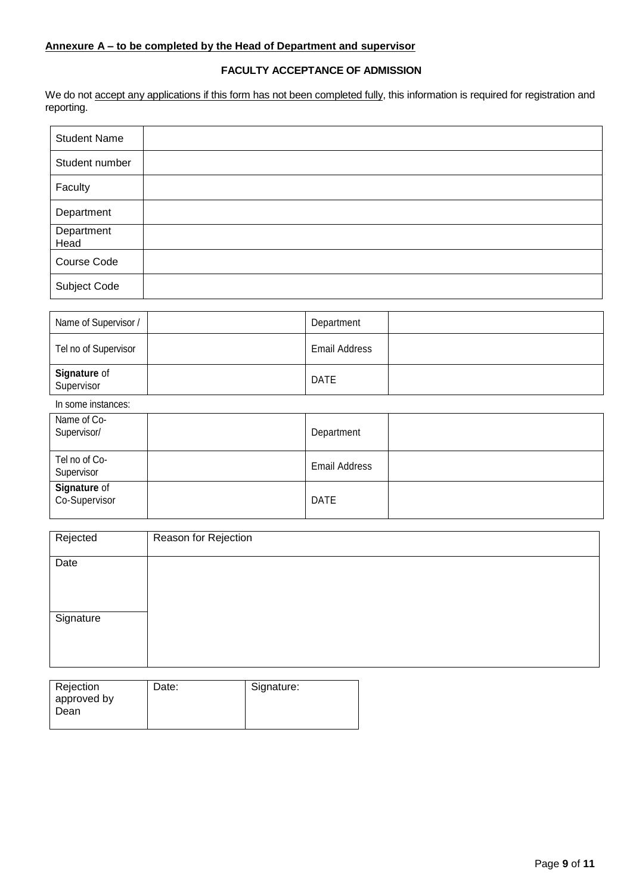**Annexure A – to be completed by the Head of Department and supervisor**

## FACULTY ACCEPTANCE OF ADMISSION

We do not accept any applications if this form has not been completed fully, this information is required for registration and reporting.

| | |
|---|---|
| Student Name | |
| Student number | |
| Faculty | |
| Department | |
| Department Head | |
| Course Code | |
| Subject Code | |

| | | | |
|---|---|---|---|
| Name of Supervisor / | | Department | |
| Tel no of Supervisor | | Email Address | |
| **Signature** of Supervisor | | DATE | |

In some instances:

| | | | |
|---|---|---|---|
| Name of Co-Supervisor/ | | Department | |
| Tel no of Co-Supervisor | | Email Address | |
| **Signature** of Co-Supervisor | | DATE | |

| Rejected | Reason for Rejection |
|---|---|
| Date | |
| Signature | |

| Rejection approved by Dean | Date: | Signature: |
|---|---|---|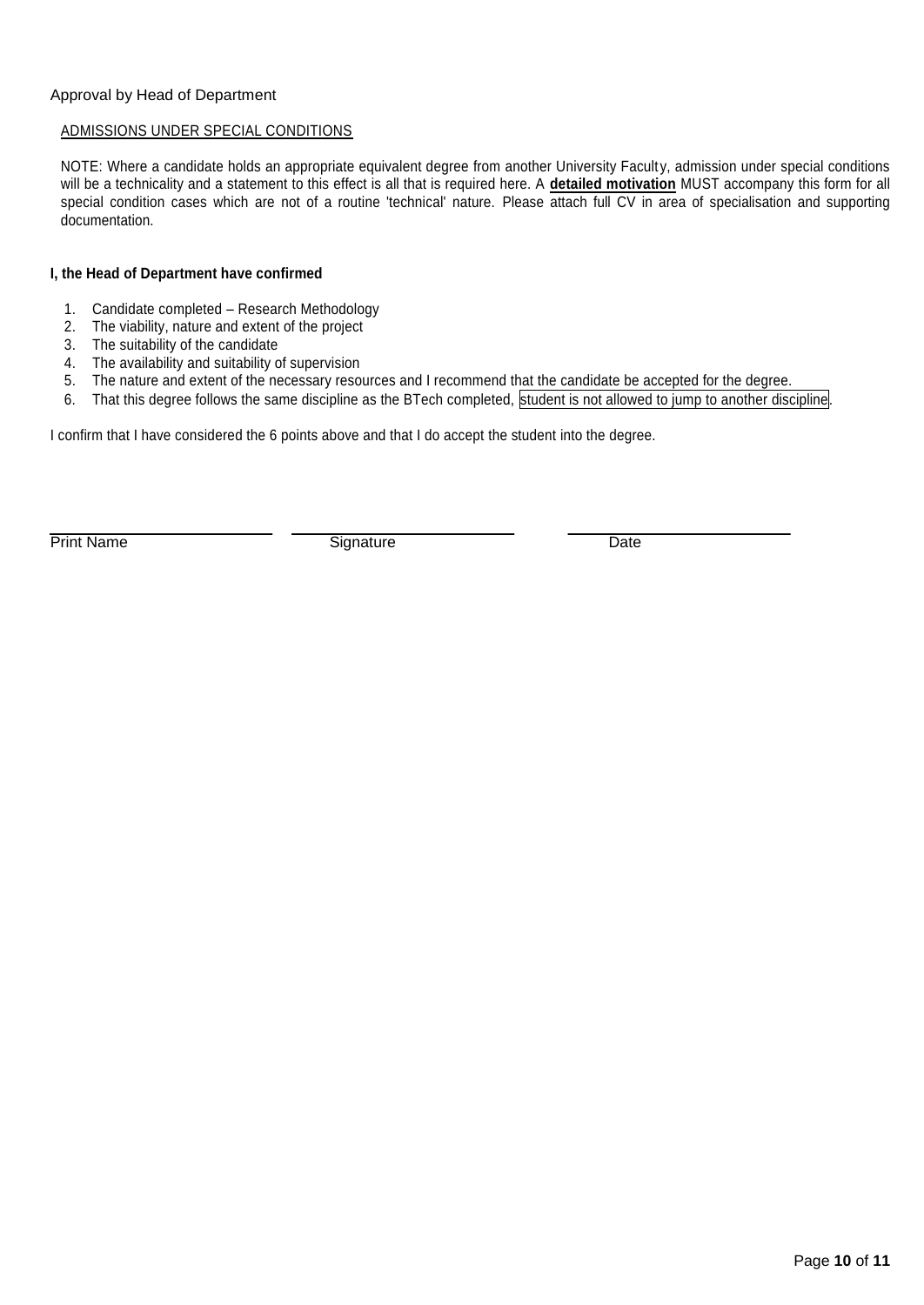Approval by Head of Department

ADMISSIONS UNDER SPECIAL CONDITIONS

NOTE: Where a candidate holds an appropriate equivalent degree from another University Faculty, admission under special conditions will be a technicality and a statement to this effect is all that is required here. A **detailed motivation** MUST accompany this form for all special condition cases which are not of a routine 'technical' nature. Please attach full CV in area of specialisation and supporting documentation.

**I, the Head of Department have confirmed**

1. Candidate completed – Research Methodology
2. The viability, nature and extent of the project
3. The suitability of the candidate
4. The availability and suitability of supervision
5. The nature and extent of the necessary resources and I recommend that the candidate be accepted for the degree.
6. That this degree follows the same discipline as the BTech completed, student is not allowed to jump to another discipline.

I confirm that I have considered the 6 points above and that I do accept the student into the degree.

| Print Name | Signature | Date |
|---|---|---|
| | | |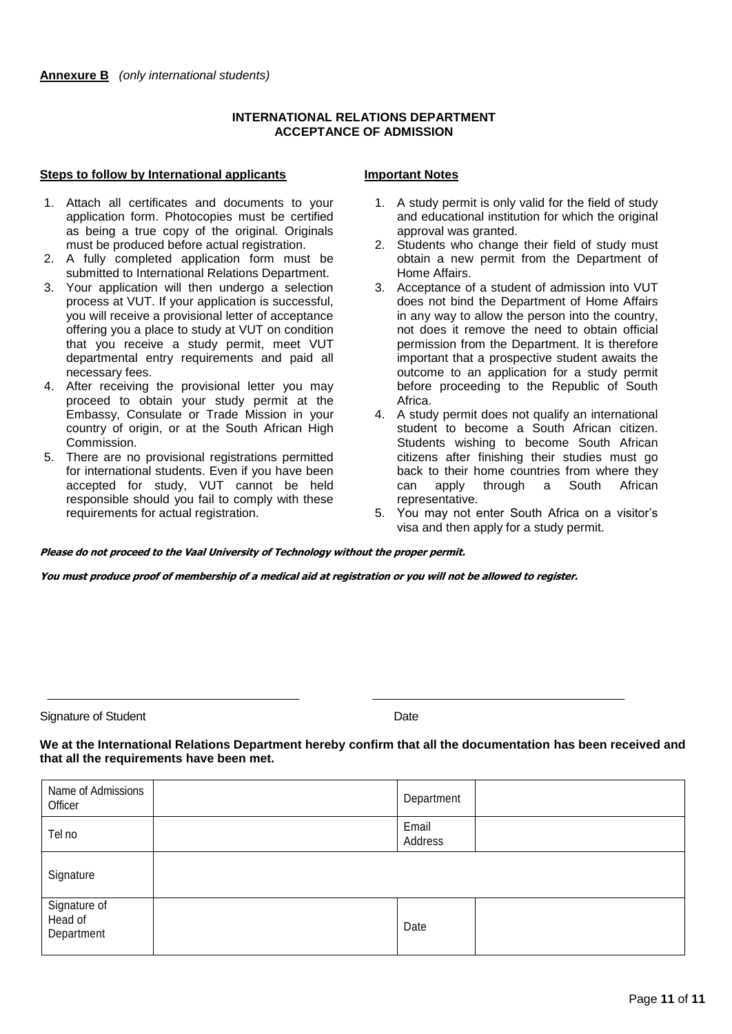**Annexure B** *(only international students)*

**INTERNATIONAL RELATIONS DEPARTMENT**
**ACCEPTANCE OF ADMISSION**

**Steps to follow by International applicants**

1. Attach all certificates and documents to your application form. Photocopies must be certified as being a true copy of the original. Originals must be produced before actual registration.
2. A fully completed application form must be submitted to International Relations Department.
3. Your application will then undergo a selection process at VUT. If your application is successful, you will receive a provisional letter of acceptance offering you a place to study at VUT on condition that you receive a study permit, meet VUT departmental entry requirements and paid all necessary fees.
4. After receiving the provisional letter you may proceed to obtain your study permit at the Embassy, Consulate or Trade Mission in your country of origin, or at the South African High Commission.
5. There are no provisional registrations permitted for international students. Even if you have been accepted for study, VUT cannot be held responsible should you fail to comply with these requirements for actual registration.

**Important Notes**

1. A study permit is only valid for the field of study and educational institution for which the original approval was granted.
2. Students who change their field of study must obtain a new permit from the Department of Home Affairs.
3. Acceptance of a student of admission into VUT does not bind the Department of Home Affairs in any way to allow the person into the country, not does it remove the need to obtain official permission from the Department. It is therefore important that a prospective student awaits the outcome to an application for a study permit before proceeding to the Republic of South Africa.
4. A study permit does not qualify an international student to become a South African citizen. Students wishing to become South African citizens after finishing their studies must go back to their home countries from where they can apply through a South African representative.
5. You may not enter South Africa on a visitor's visa and then apply for a study permit.

***Please do not proceed to the Vaal University of Technology without the proper permit.***

***You must produce proof of membership of a medical aid at registration or you will not be allowed to register.***

\_\_\_\_\_\_\_\_\_\_\_\_\_\_\_\_\_\_\_\_\_\_\_\_\_\_\_\_\_\_ \_\_\_\_\_\_\_\_\_\_\_\_\_\_\_\_\_\_\_\_\_\_\_\_\_\_\_\_\_\_

Signature of Student Date

**We at the International Relations Department hereby confirm that all the documentation has been received and that all the requirements have been met.**

| | | | |
|---|---|---|---|
| Name of Admissions Officer | | Department | |
| Tel no | | Email Address | |
| Signature | | | |
| Signature of Head of Department | | Date | |